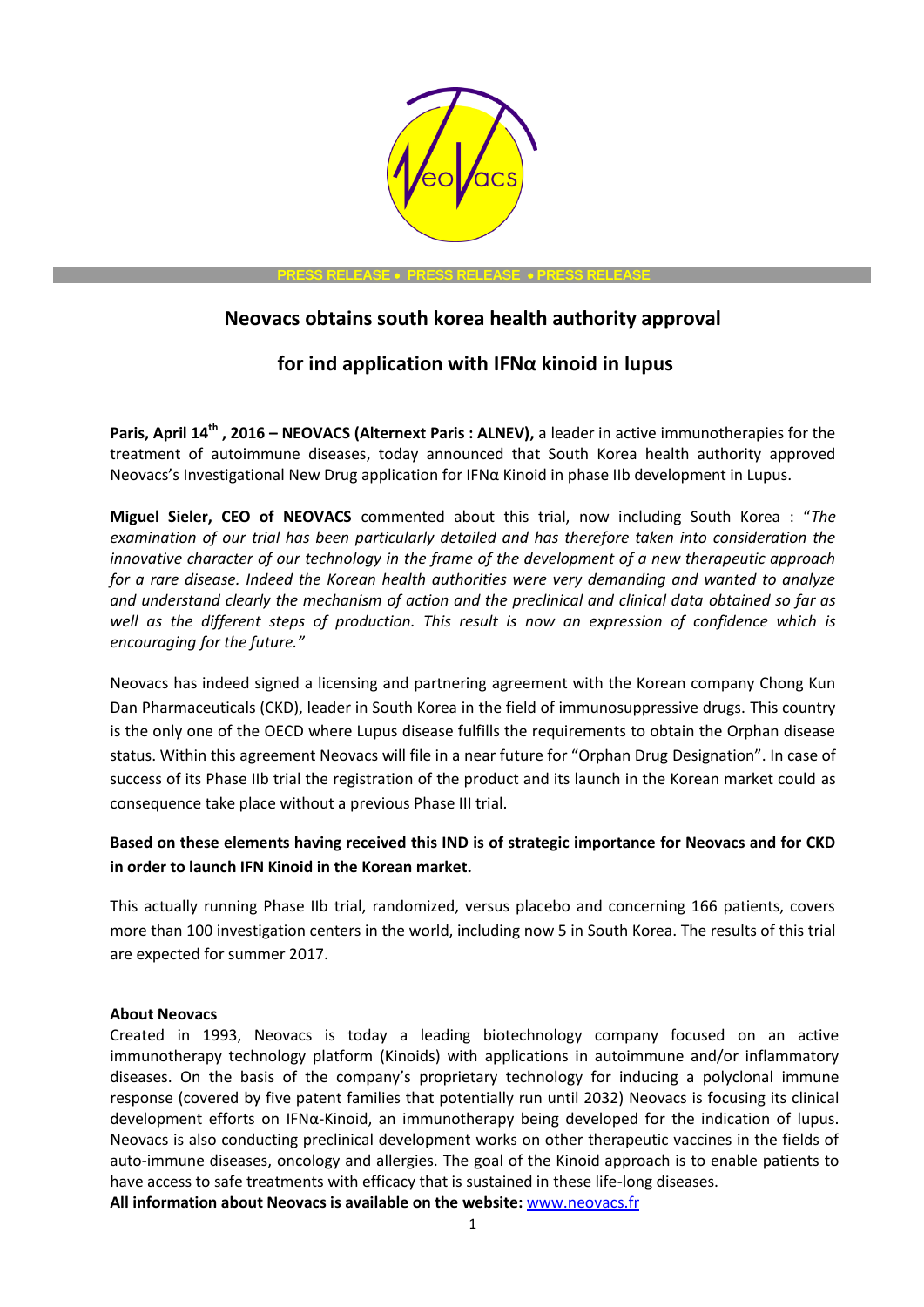PRESS RELEASE • PRESS RELEASE • PRESS RELEASE

# Neovacs obtains south korea health authority approval

# for ind application with IFNα kinoid in lupus

**Paris, April 14th , 2016 – NEOVACS (Alternext Paris : ALNEV),** a leader in active immunotherapies for the treatment of autoimmune diseases, today announced that South Korea health authority approved Neovacs's Investigational New Drug application for IFNα Kinoid in phase IIb development in Lupus.

**Miguel Sieler, CEO of NEOVACS** commented about this trial, now including South Korea : "*The examination of our trial has been particularly detailed and has therefore taken into consideration the innovative character of our technology in the frame of the development of a new therapeutic approach for a rare disease. Indeed the Korean health authorities were very demanding and wanted to analyze and understand clearly the mechanism of action and the preclinical and clinical data obtained so far as well as the different steps of production. This result is now an expression of confidence which is encouraging for the future."*

Neovacs has indeed signed a licensing and partnering agreement with the Korean company Chong Kun Dan Pharmaceuticals (CKD), leader in South Korea in the field of immunosuppressive drugs. This country is the only one of the OECD where Lupus disease fulfills the requirements to obtain the Orphan disease status. Within this agreement Neovacs will file in a near future for "Orphan Drug Designation". In case of success of its Phase IIb trial the registration of the product and its launch in the Korean market could as consequence take place without a previous Phase III trial.

**Based on these elements having received this IND is of strategic importance for Neovacs and for CKD in order to launch IFN Kinoid in the Korean market.**

This actually running Phase IIb trial, randomized, versus placebo and concerning 166 patients, covers more than 100 investigation centers in the world, including now 5 in South Korea. The results of this trial are expected for summer 2017.

**About Neovacs**

Created in 1993, Neovacs is today a leading biotechnology company focused on an active immunotherapy technology platform (Kinoids) with applications in autoimmune and/or inflammatory diseases. On the basis of the company's proprietary technology for inducing a polyclonal immune response (covered by five patent families that potentially run until 2032) Neovacs is focusing its clinical development efforts on IFNα-Kinoid, an immunotherapy being developed for the indication of lupus. Neovacs is also conducting preclinical development works on other therapeutic vaccines in the fields of auto-immune diseases, oncology and allergies. The goal of the Kinoid approach is to enable patients to have access to safe treatments with efficacy that is sustained in these life-long diseases.

**All information about Neovacs is available on the website:** www.neovacs.fr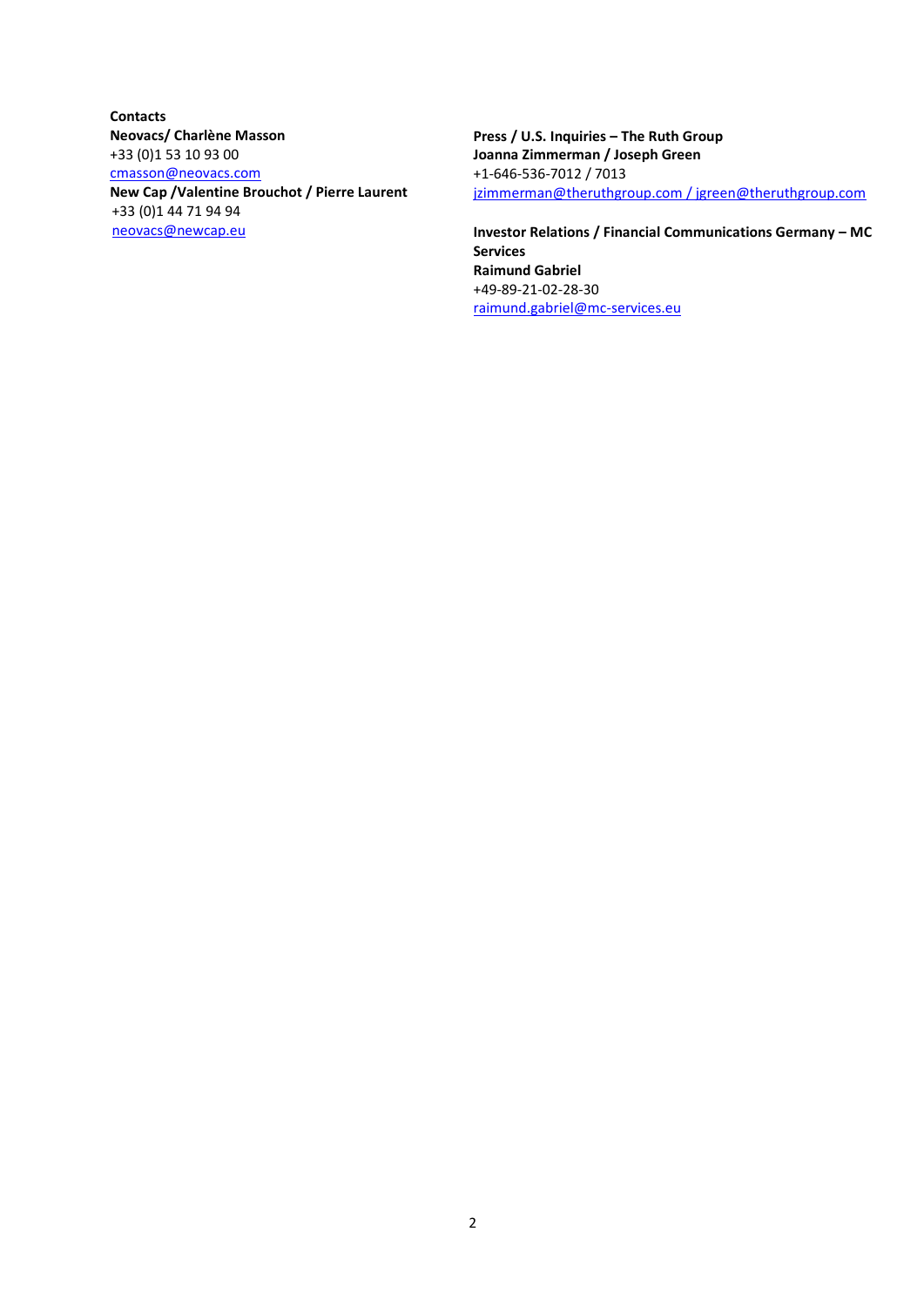**Contacts**

**Neovacs/ Charlène Masson**
+33 (0)1 53 10 93 00
cmasson@neovacs.com

**New Cap /Valentine Brouchot / Pierre Laurent**
+33 (0)1 44 71 94 94
neovacs@newcap.eu

**Press / U.S. Inquiries – The Ruth Group**
**Joanna Zimmerman / Joseph Green**
+1-646-536-7012 / 7013
jzimmerman@theruthgroup.com / jgreen@theruthgroup.com

**Investor Relations / Financial Communications Germany – MC Services**
**Raimund Gabriel**
+49-89-21-02-28-30
raimund.gabriel@mc-services.eu